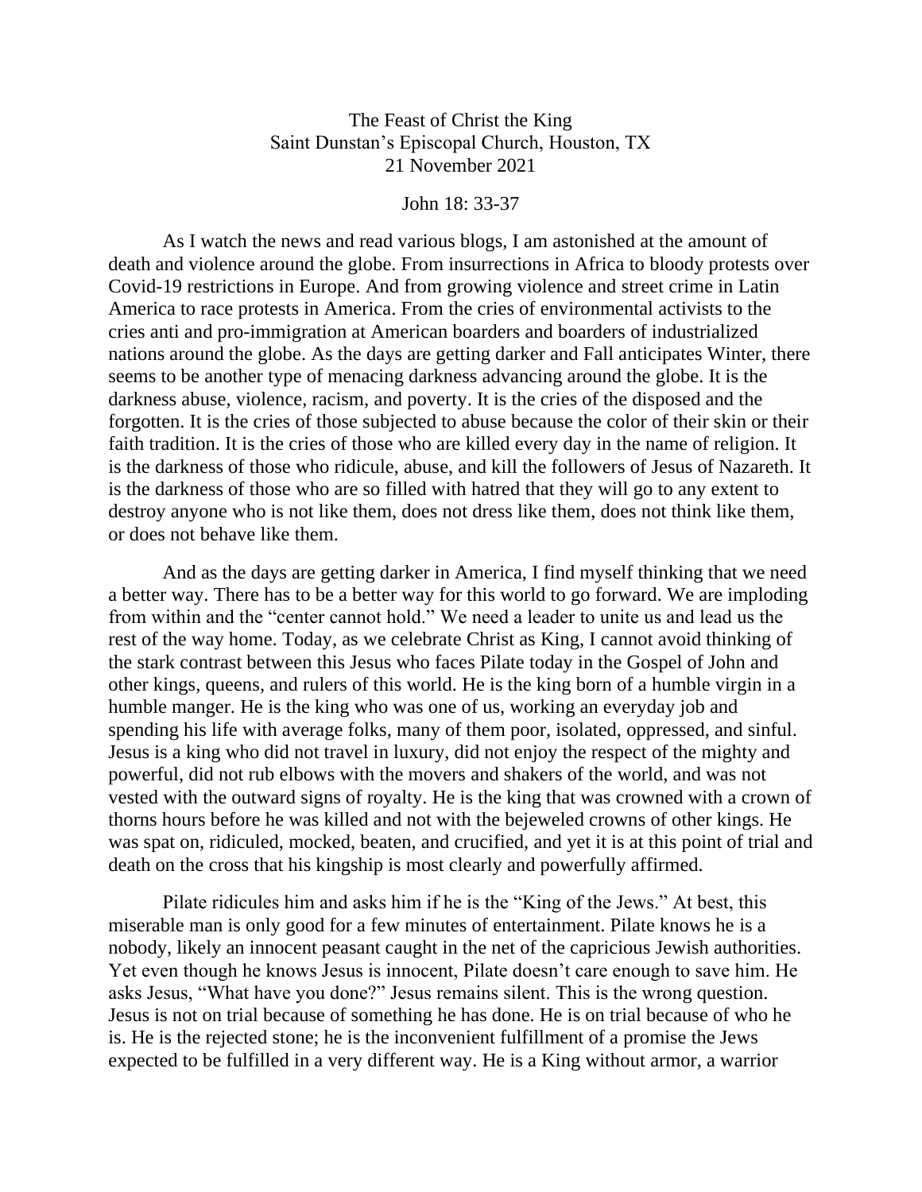The Feast of Christ the King
Saint Dunstan's Episcopal Church, Houston, TX
21 November 2021

John 18: 33-37

As I watch the news and read various blogs, I am astonished at the amount of death and violence around the globe. From insurrections in Africa to bloody protests over Covid-19 restrictions in Europe. And from growing violence and street crime in Latin America to race protests in America. From the cries of environmental activists to the cries anti and pro-immigration at American boarders and boarders of industrialized nations around the globe. As the days are getting darker and Fall anticipates Winter, there seems to be another type of menacing darkness advancing around the globe. It is the darkness abuse, violence, racism, and poverty. It is the cries of the disposed and the forgotten. It is the cries of those subjected to abuse because the color of their skin or their faith tradition. It is the cries of those who are killed every day in the name of religion. It is the darkness of those who ridicule, abuse, and kill the followers of Jesus of Nazareth. It is the darkness of those who are so filled with hatred that they will go to any extent to destroy anyone who is not like them, does not dress like them, does not think like them, or does not behave like them.

And as the days are getting darker in America, I find myself thinking that we need a better way. There has to be a better way for this world to go forward. We are imploding from within and the "center cannot hold." We need a leader to unite us and lead us the rest of the way home. Today, as we celebrate Christ as King, I cannot avoid thinking of the stark contrast between this Jesus who faces Pilate today in the Gospel of John and other kings, queens, and rulers of this world. He is the king born of a humble virgin in a humble manger. He is the king who was one of us, working an everyday job and spending his life with average folks, many of them poor, isolated, oppressed, and sinful. Jesus is a king who did not travel in luxury, did not enjoy the respect of the mighty and powerful, did not rub elbows with the movers and shakers of the world, and was not vested with the outward signs of royalty. He is the king that was crowned with a crown of thorns hours before he was killed and not with the bejeweled crowns of other kings. He was spat on, ridiculed, mocked, beaten, and crucified, and yet it is at this point of trial and death on the cross that his kingship is most clearly and powerfully affirmed.

Pilate ridicules him and asks him if he is the "King of the Jews." At best, this miserable man is only good for a few minutes of entertainment. Pilate knows he is a nobody, likely an innocent peasant caught in the net of the capricious Jewish authorities. Yet even though he knows Jesus is innocent, Pilate doesn't care enough to save him. He asks Jesus, "What have you done?" Jesus remains silent. This is the wrong question. Jesus is not on trial because of something he has done. He is on trial because of who he is. He is the rejected stone; he is the inconvenient fulfillment of a promise the Jews expected to be fulfilled in a very different way. He is a King without armor, a warrior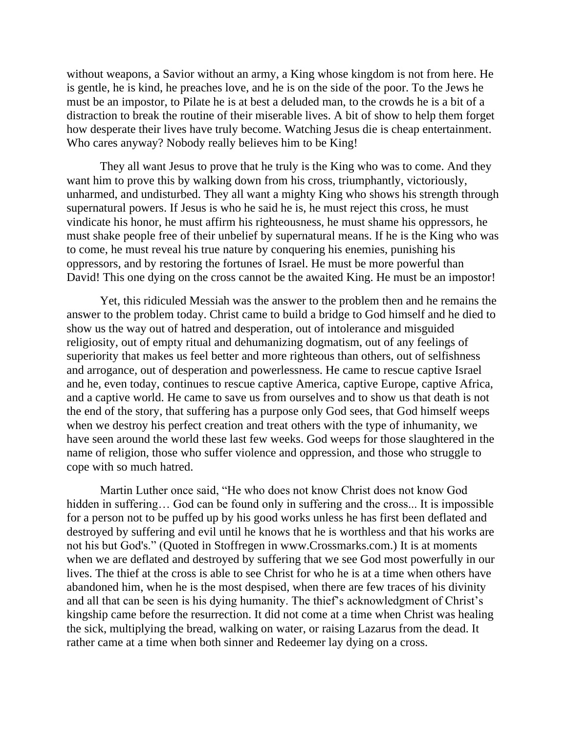without weapons, a Savior without an army, a King whose kingdom is not from here. He is gentle, he is kind, he preaches love, and he is on the side of the poor. To the Jews he must be an impostor, to Pilate he is at best a deluded man, to the crowds he is a bit of a distraction to break the routine of their miserable lives. A bit of show to help them forget how desperate their lives have truly become. Watching Jesus die is cheap entertainment. Who cares anyway? Nobody really believes him to be King!

They all want Jesus to prove that he truly is the King who was to come. And they want him to prove this by walking down from his cross, triumphantly, victoriously, unharmed, and undisturbed. They all want a mighty King who shows his strength through supernatural powers. If Jesus is who he said he is, he must reject this cross, he must vindicate his honor, he must affirm his righteousness, he must shame his oppressors, he must shake people free of their unbelief by supernatural means. If he is the King who was to come, he must reveal his true nature by conquering his enemies, punishing his oppressors, and by restoring the fortunes of Israel. He must be more powerful than David! This one dying on the cross cannot be the awaited King. He must be an impostor!

Yet, this ridiculed Messiah was the answer to the problem then and he remains the answer to the problem today. Christ came to build a bridge to God himself and he died to show us the way out of hatred and desperation, out of intolerance and misguided religiosity, out of empty ritual and dehumanizing dogmatism, out of any feelings of superiority that makes us feel better and more righteous than others, out of selfishness and arrogance, out of desperation and powerlessness. He came to rescue captive Israel and he, even today, continues to rescue captive America, captive Europe, captive Africa, and a captive world. He came to save us from ourselves and to show us that death is not the end of the story, that suffering has a purpose only God sees, that God himself weeps when we destroy his perfect creation and treat others with the type of inhumanity, we have seen around the world these last few weeks. God weeps for those slaughtered in the name of religion, those who suffer violence and oppression, and those who struggle to cope with so much hatred.

Martin Luther once said, "He who does not know Christ does not know God hidden in suffering… God can be found only in suffering and the cross... It is impossible for a person not to be puffed up by his good works unless he has first been deflated and destroyed by suffering and evil until he knows that he is worthless and that his works are not his but God's." (Quoted in Stoffregen in www.Crossmarks.com.) It is at moments when we are deflated and destroyed by suffering that we see God most powerfully in our lives. The thief at the cross is able to see Christ for who he is at a time when others have abandoned him, when he is the most despised, when there are few traces of his divinity and all that can be seen is his dying humanity. The thief's acknowledgment of Christ's kingship came before the resurrection. It did not come at a time when Christ was healing the sick, multiplying the bread, walking on water, or raising Lazarus from the dead. It rather came at a time when both sinner and Redeemer lay dying on a cross.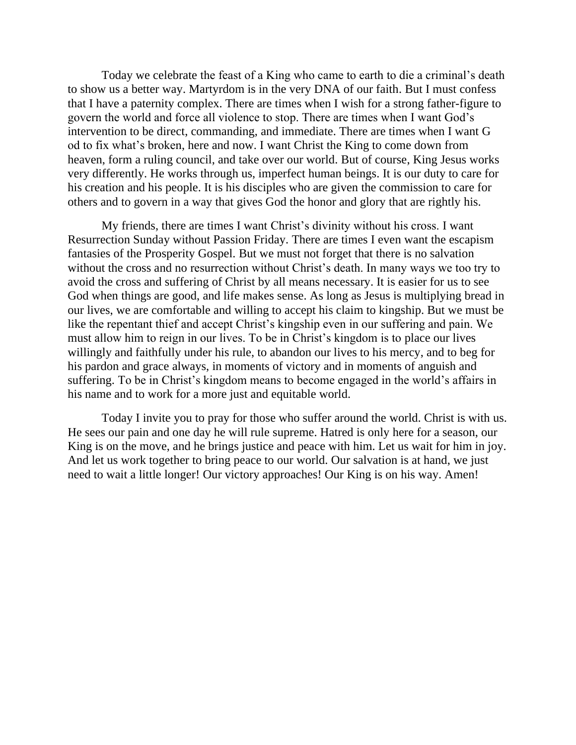Today we celebrate the feast of a King who came to earth to die a criminal's death to show us a better way. Martyrdom is in the very DNA of our faith. But I must confess that I have a paternity complex. There are times when I wish for a strong father-figure to govern the world and force all violence to stop. There are times when I want God's intervention to be direct, commanding, and immediate. There are times when I want God to fix what's broken, here and now. I want Christ the King to come down from heaven, form a ruling council, and take over our world. But of course, King Jesus works very differently. He works through us, imperfect human beings. It is our duty to care for his creation and his people. It is his disciples who are given the commission to care for others and to govern in a way that gives God the honor and glory that are rightly his.

My friends, there are times I want Christ's divinity without his cross. I want Resurrection Sunday without Passion Friday. There are times I even want the escapism fantasies of the Prosperity Gospel. But we must not forget that there is no salvation without the cross and no resurrection without Christ's death. In many ways we too try to avoid the cross and suffering of Christ by all means necessary. It is easier for us to see God when things are good, and life makes sense. As long as Jesus is multiplying bread in our lives, we are comfortable and willing to accept his claim to kingship. But we must be like the repentant thief and accept Christ's kingship even in our suffering and pain. We must allow him to reign in our lives. To be in Christ's kingdom is to place our lives willingly and faithfully under his rule, to abandon our lives to his mercy, and to beg for his pardon and grace always, in moments of victory and in moments of anguish and suffering. To be in Christ's kingdom means to become engaged in the world's affairs in his name and to work for a more just and equitable world.

Today I invite you to pray for those who suffer around the world. Christ is with us. He sees our pain and one day he will rule supreme. Hatred is only here for a season, our King is on the move, and he brings justice and peace with him. Let us wait for him in joy. And let us work together to bring peace to our world. Our salvation is at hand, we just need to wait a little longer! Our victory approaches! Our King is on his way. Amen!